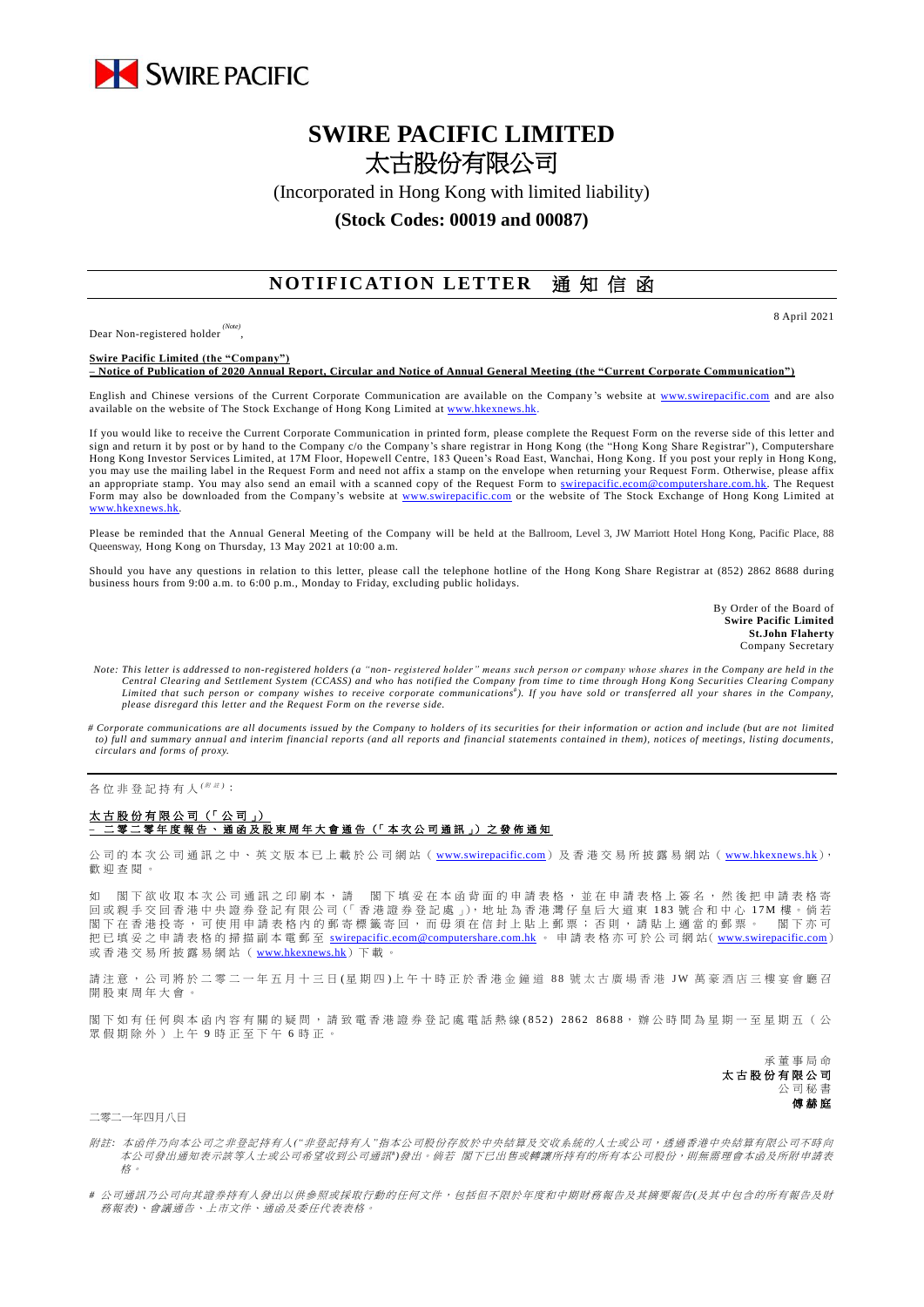SWIRE PACIFIC

# SWIRE PACIFIC LIMITED
# 太古股份有限公司

(Incorporated in Hong Kong with limited liability)

**(Stock Codes: 00019 and 00087)**

## NOTIFICATION LETTER 通知信函

8 April 2021

Dear Non-registered holder *(Note)*,

**Swire Pacific Limited (the "Company")**
**– Notice of Publication of 2020 Annual Report, Circular and Notice of Annual General Meeting (the "Current Corporate Communication")**

English and Chinese versions of the Current Corporate Communication are available on the Company's website at www.swirepacific.com and are also available on the website of The Stock Exchange of Hong Kong Limited at www.hkexnews.hk.

If you would like to receive the Current Corporate Communication in printed form, please complete the Request Form on the reverse side of this letter and sign and return it by post or by hand to the Company c/o the Company's share registrar in Hong Kong (the "Hong Kong Share Registrar"), Computershare Hong Kong Investor Services Limited, at 17M Floor, Hopewell Centre, 183 Queen's Road East, Wanchai, Hong Kong. If you post your reply in Hong Kong, you may use the mailing label in the Request Form and need not affix a stamp on the envelope when returning your Request Form. Otherwise, please affix an appropriate stamp. You may also send an email with a scanned copy of the Request Form to swirepacific.ecom@computershare.com.hk. The Request Form may also be downloaded from the Company's website at www.swirepacific.com or the website of The Stock Exchange of Hong Kong Limited at www.hkexnews.hk.

Please be reminded that the Annual General Meeting of the Company will be held at the Ballroom, Level 3, JW Marriott Hotel Hong Kong, Pacific Place, 88 Queensway, Hong Kong on Thursday, 13 May 2021 at 10:00 a.m.

Should you have any questions in relation to this letter, please call the telephone hotline of the Hong Kong Share Registrar at (852) 2862 8688 during business hours from 9:00 a.m. to 6:00 p.m., Monday to Friday, excluding public holidays.

By Order of the Board of
**Swire Pacific Limited**
**St.John Flaherty**
Company Secretary

*Note: This letter is addressed to non-registered holders (a "non- registered holder" means such person or company whose shares in the Company are held in the Central Clearing and Settlement System (CCASS) and who has notified the Company from time to time through Hong Kong Securities Clearing Company Limited that such person or company wishes to receive corporate communications#). If you have sold or transferred all your shares in the Company, please disregard this letter and the Request Form on the reverse side.*

*# Corporate communications are all documents issued by the Company to holders of its securities for their information or action and include (but are not limited to) full and summary annual and interim financial reports (and all reports and financial statements contained in them), notices of meetings, listing documents, circulars and forms of proxy.*

---

各位非登記持有人*(附註)*：

**太古股份有限公司（「公司」）**
**– 二零二零年度報告、通函及股東周年大會通告（「本次公司通訊」）之發佈通知**

公司的本次公司通訊之中、英文版本已上載於公司網站（www.swirepacific.com）及香港交易所披露易網站（www.hkexnews.hk），歡迎查閱。

如 閣下欲收取本次公司通訊之印刷本，請 閣下填妥在本函背面的申請表格，並在申請表格上簽名，然後把申請表格寄回或親手交回香港中央證券登記有限公司（「香港證券登記處」），地址為香港灣仔皇后大道東 183 號合和中心 17M 樓。倘若閣下在香港投寄，可使用申請表格內的郵寄標籤寄回，而毋須在信封上貼上郵票；否則，請貼上適當的郵票。 閣下亦可把已填妥之申請表格的掃描副本電郵至 swirepacific.ecom@computershare.com.hk 。申請表格亦可於公司網站( www.swirepacific.com)或香港交易所披露易網站（www.hkexnews.hk）下載。

請注意，公司將於二零二一年五月十三日(星期四)上午十時正於香港金鐘道 88 號太古廣場香港 JW 萬豪酒店三樓宴會廳召開股東周年大會。

閣下如有任何與本函內容有關的疑問，請致電香港證券登記處電話熱線(852) 2862 8688，辦公時間為星期一至星期五（公眾假期除外）上午 9 時正至下午 6 時正。

承董事局命
**太古股份有限公司**
公司秘書
**傅赫庭**

二零二一年四月八日

*附註：本函件乃向本公司之非登記持有人("非登記持有人"指本公司股份存放於中央結算及交收系統的人士或公司，透過香港中央結算有限公司不時向本公司發出通知表示該等人士或公司希望收到公司通訊#)發出。倘若 閣下已出售或轉讓所持有的所有本公司股份，則無需理會本函及所附申請表格。*

*# 公司通訊乃公司向其證券持有人發出以供參照或採取行動的任何文件，包括但不限於年度和中期財務報告及其摘要報告(及其中包含的所有報告及財務報表)、會議通告、上市文件、通函及委任代表表格。*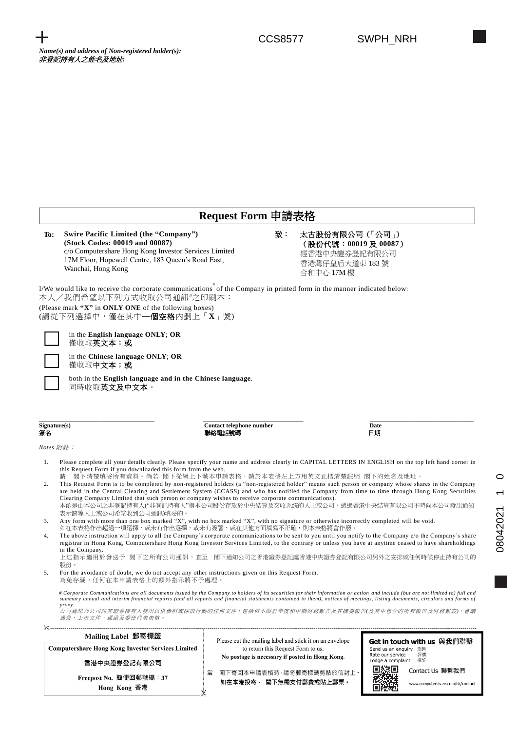CCS8577 SWPH_NRH

***Name(s) and address of Non-registered holder(s):***
***非登記持有人之姓名及地址:***

# Request Form 申請表格

**To:** **Swire Pacific Limited (the "Company")**
**(Stock Codes: 00019 and 00087)**
c/o Computershare Hong Kong Investor Services Limited
17M Floor, Hopewell Centre, 183 Queen's Road East,
Wanchai, Hong Kong

**致：** **太古股份有限公司（「公司」）**
**（股份代號：00019 及 00087）**
經香港中央證券登記有限公司
香港灣仔皇后大道東 183 號
合和中心 17M 樓

I/We would like to receive the corporate communications[#] of the Company in printed form in the manner indicated below:
本人／我們希望以下列方式收取公司通訊[#]之印刷本：

(Please mark **"X"** in **ONLY ONE** of the following boxes)
(請從下列選擇中，僅在其中**一個空格**內劃上「**X**」號)

☐ in the **English language ONLY**; **OR**
僅收取**英文本；或**

☐ in the **Chinese language ONLY**; **OR**
僅收取**中文本；或**

☐ both in the **English language and in the Chinese language**.
同時收取**英文及中文本**。

| **Signature(s)** **簽名** | **Contact telephone number** **聯絡電話號碼** | **Date** **日期** |
|---|---|---|
| | | |

*Notes 附註：*

1. Please complete all your details clearly. Please specify your name and address clearly in CAPITAL LETTERS IN ENGLISH on the top left hand corner in this Request Form if you downloaded this form from the web.
請 閣下清楚填妥所有資料。倘若 閣下從網上下載本申請表格，請於本表格左上方用英文正楷清楚註明 閣下的姓名及地址。
2. This Request Form is to be completed by non-registered holders (a "non-registered holder" means such person or company whose shares in the Company are held in the Central Clearing and Settlement System (CCASS) and who has notified the Company from time to time through Hong Kong Securities Clearing Company Limited that such person or company wishes to receive corporate communications).
本函是由本公司之非登記持有人("非登記持有人"指本公司股份存放於中央結算及交收系統的人士或公司，透過香港中央結算有限公司不時向本公司發出通知表示該等人士或公司希望收到公司通訊)填妥的。
3. Any form with more than one box marked "X", with no box marked "X", with no signature or otherwise incorrectly completed will be void.
如在本表格作出超過一項選擇、或未有作出選擇、或未有簽署、或在其他方面填寫不正確，則本表格將會作廢。
4. The above instruction will apply to all the Company's corporate communications to be sent to you until you notify to the Company c/o the Company's share registrar in Hong Kong, Computershare Hong Kong Investor Services Limited, to the contrary or unless you have at anytime ceased to have shareholdings in the Company.
上述指示適用於發送予 閣下之所有公司通訊，直至 閣下通知公司之香港證券登記處香港中央證券登記有限公司另外之安排或任何時候停止持有公司的股份。
5. For the avoidance of doubt, we do not accept any other instructions given on this Request Form.
為免存疑，任何在本申請表格上的額外指示將不予處理。

*# Corporate Communications are all documents issued by the Company to holders of its securities for their information or action and include (but are not limited to) full and summary annual and interim financial reports (and all reports and financial statements contained in them), notices of meetings, listing documents, circulars and forms of proxy.*
*公司通訊乃公司向其證券持有人發出以供參照或採取行動的任何文件，包括但不限於年度和中期財務報告及其摘要報告(及其中包含的所有報告及財務報表)、會議通告、上市文件、通函及委任代表表格。*

**Mailing Label 郵寄標籤**

**Computershare Hong Kong Investor Services Limited**
**香港中央證券登記有限公司**
**Freepost No. 簡便回郵號碼：37**
**Hong Kong 香港**

Please cut the mailing label and stick it on an envelope to return this Request Form to us.
**No postage is necessary if posted in Hong Kong.**
當 閣下寄回本申請表格時，請將郵寄標籤剪貼於信封上。
**如在本港投寄， 閣下無需支付郵費或貼上郵票。**

**Get in touch with us 與我們聯繫**
Send us an enquiry 查詢
Rate our service 評價
Lodge a complaint 投訴
Contact Us 聯繫我們
www.computershare.com/hk/contact

08042021 1 0